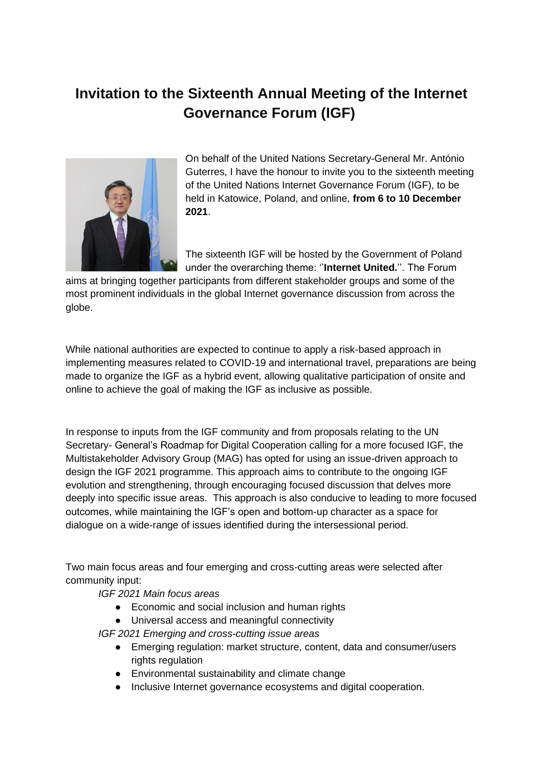# Invitation to the Sixteenth Annual Meeting of the Internet Governance Forum (IGF)

On behalf of the United Nations Secretary-General Mr. António Guterres, I have the honour to invite you to the sixteenth meeting of the United Nations Internet Governance Forum (IGF), to be held in Katowice, Poland, and online, **from 6 to 10 December 2021**.

The sixteenth IGF will be hosted by the Government of Poland under the overarching theme: ''**Internet United.**''. The Forum aims at bringing together participants from different stakeholder groups and some of the most prominent individuals in the global Internet governance discussion from across the globe.

While national authorities are expected to continue to apply a risk-based approach in implementing measures related to COVID-19 and international travel, preparations are being made to organize the IGF as a hybrid event, allowing qualitative participation of onsite and online to achieve the goal of making the IGF as inclusive as possible.

In response to inputs from the IGF community and from proposals relating to the UN Secretary- General's Roadmap for Digital Cooperation calling for a more focused IGF, the Multistakeholder Advisory Group (MAG) has opted for using an issue-driven approach to design the IGF 2021 programme. This approach aims to contribute to the ongoing IGF evolution and strengthening, through encouraging focused discussion that delves more deeply into specific issue areas. This approach is also conducive to leading to more focused outcomes, while maintaining the IGF's open and bottom-up character as a space for dialogue on a wide-range of issues identified during the intersessional period.

Two main focus areas and four emerging and cross-cutting areas were selected after community input:

*IGF 2021 Main focus areas*

- Economic and social inclusion and human rights
- Universal access and meaningful connectivity

*IGF 2021 Emerging and cross-cutting issue areas*

- Emerging regulation: market structure, content, data and consumer/users rights regulation
- Environmental sustainability and climate change
- Inclusive Internet governance ecosystems and digital cooperation.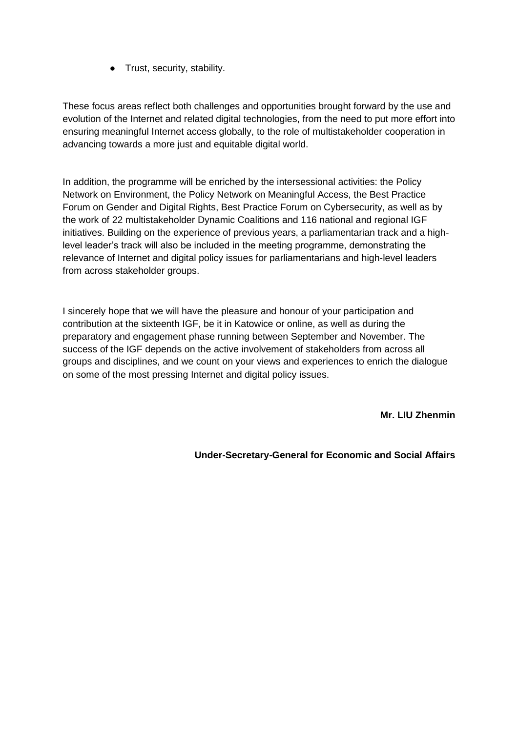- Trust, security, stability.

These focus areas reflect both challenges and opportunities brought forward by the use and evolution of the Internet and related digital technologies, from the need to put more effort into ensuring meaningful Internet access globally, to the role of multistakeholder cooperation in advancing towards a more just and equitable digital world.

In addition, the programme will be enriched by the intersessional activities: the Policy Network on Environment, the Policy Network on Meaningful Access, the Best Practice Forum on Gender and Digital Rights, Best Practice Forum on Cybersecurity, as well as by the work of 22 multistakeholder Dynamic Coalitions and 116 national and regional IGF initiatives. Building on the experience of previous years, a parliamentarian track and a high-level leader's track will also be included in the meeting programme, demonstrating the relevance of Internet and digital policy issues for parliamentarians and high-level leaders from across stakeholder groups.

I sincerely hope that we will have the pleasure and honour of your participation and contribution at the sixteenth IGF, be it in Katowice or online, as well as during the preparatory and engagement phase running between September and November. The success of the IGF depends on the active involvement of stakeholders from across all groups and disciplines, and we count on your views and experiences to enrich the dialogue on some of the most pressing Internet and digital policy issues.

**Mr. LIU Zhenmin**

**Under-Secretary-General for Economic and Social Affairs**